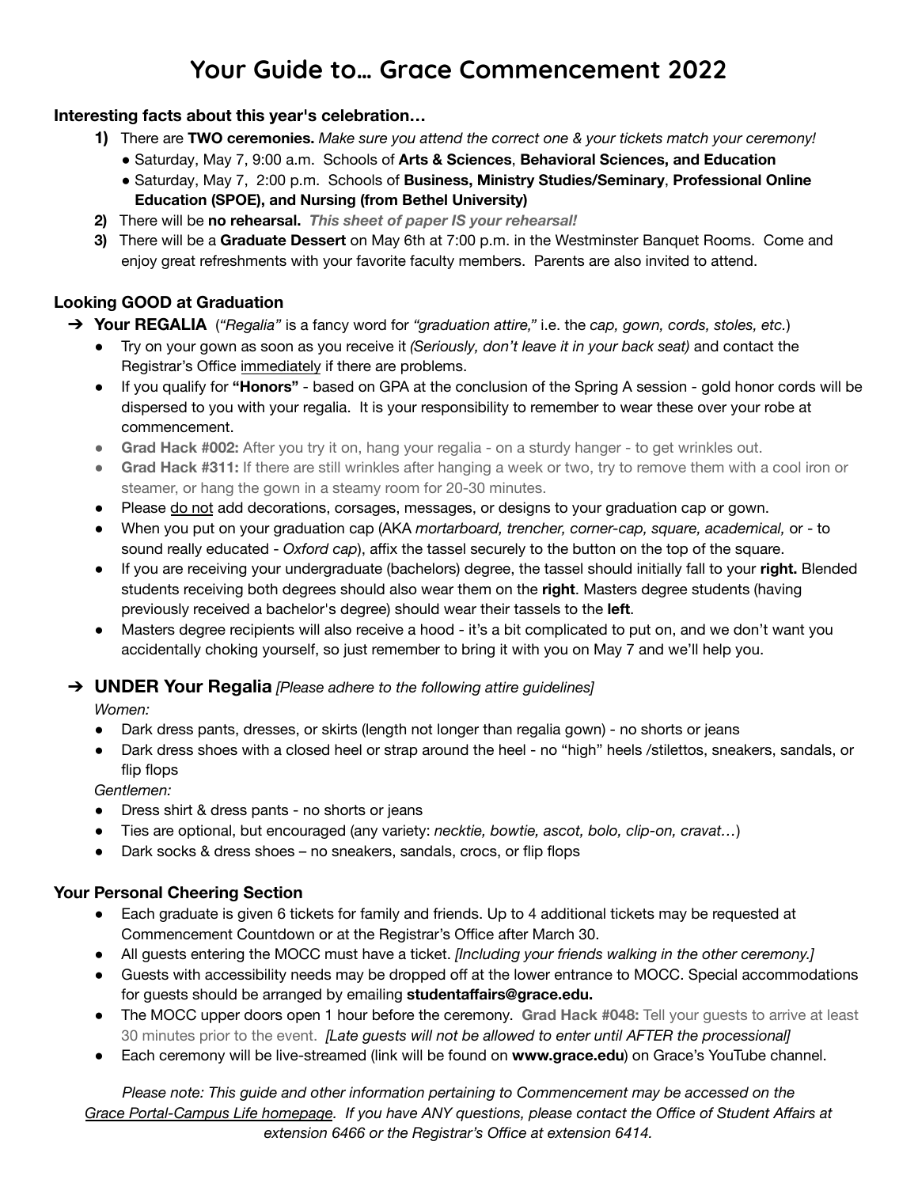# Your Guide to… Grace Commencement 2022

**Interesting facts about this year's celebration…**

1) There are **TWO ceremonies.** *Make sure you attend the correct one & your tickets match your ceremony!*
   - Saturday, May 7, 9:00 a.m. Schools of **Arts & Sciences**, **Behavioral Sciences, and Education**
   - Saturday, May 7, 2:00 p.m. Schools of **Business, Ministry Studies/Seminary**, **Professional Online Education (SPOE), and Nursing (from Bethel University)**
2) There will be **no rehearsal.** ***This sheet of paper IS your rehearsal!***
3) There will be a **Graduate Dessert** on May 6th at 7:00 p.m. in the Westminster Banquet Rooms. Come and enjoy great refreshments with your favorite faculty members. Parents are also invited to attend.

## Looking GOOD at Graduation

➔ **Your REGALIA** (*"Regalia"* is a fancy word for *"graduation attire,"* i.e. the *cap, gown, cords, stoles, etc.*)

- Try on your gown as soon as you receive it *(Seriously, don't leave it in your back seat)* and contact the Registrar's Office <u>immediately</u> if there are problems.
- If you qualify for **"Honors"** - based on GPA at the conclusion of the Spring A session - gold honor cords will be dispersed to you with your regalia. It is your responsibility to remember to wear these over your robe at commencement.
- **Grad Hack #002:** After you try it on, hang your regalia - on a sturdy hanger - to get wrinkles out.
- **Grad Hack #311:** If there are still wrinkles after hanging a week or two, try to remove them with a cool iron or steamer, or hang the gown in a steamy room for 20-30 minutes.
- Please <u>do not</u> add decorations, corsages, messages, or designs to your graduation cap or gown.
- When you put on your graduation cap (AKA *mortarboard, trencher, corner-cap, square, academical,* or - to sound really educated - *Oxford cap*), affix the tassel securely to the button on the top of the square.
- If you are receiving your undergraduate (bachelors) degree, the tassel should initially fall to your **right.** Blended students receiving both degrees should also wear them on the **right**. Masters degree students (having previously received a bachelor's degree) should wear their tassels to the **left**.
- Masters degree recipients will also receive a hood - it's a bit complicated to put on, and we don't want you accidentally choking yourself, so just remember to bring it with you on May 7 and we'll help you.

➔ **UNDER Your Regalia** *[Please adhere to the following attire guidelines]*

*Women:*

- Dark dress pants, dresses, or skirts (length not longer than regalia gown) - no shorts or jeans
- Dark dress shoes with a closed heel or strap around the heel - no "high" heels /stilettos, sneakers, sandals, or flip flops

*Gentlemen:*

- Dress shirt & dress pants - no shorts or jeans
- Ties are optional, but encouraged (any variety: *necktie, bowtie, ascot, bolo, clip-on, cravat…*)
- Dark socks & dress shoes – no sneakers, sandals, crocs, or flip flops

## Your Personal Cheering Section

- Each graduate is given 6 tickets for family and friends. Up to 4 additional tickets may be requested at Commencement Countdown or at the Registrar's Office after March 30.
- All guests entering the MOCC must have a ticket. *[Including your friends walking in the other ceremony.]*
- Guests with accessibility needs may be dropped off at the lower entrance to MOCC. Special accommodations for guests should be arranged by emailing **studentaffairs@grace.edu.**
- The MOCC upper doors open 1 hour before the ceremony. **Grad Hack #048:** Tell your guests to arrive at least 30 minutes prior to the event. *[Late guests will not be allowed to enter until AFTER the processional]*
- Each ceremony will be live-streamed (link will be found on **www.grace.edu**) on Grace's YouTube channel.

*Please note: This guide and other information pertaining to Commencement may be accessed on the <u>Grace Portal-Campus Life homepage</u>. If you have ANY questions, please contact the Office of Student Affairs at extension 6466 or the Registrar's Office at extension 6414.*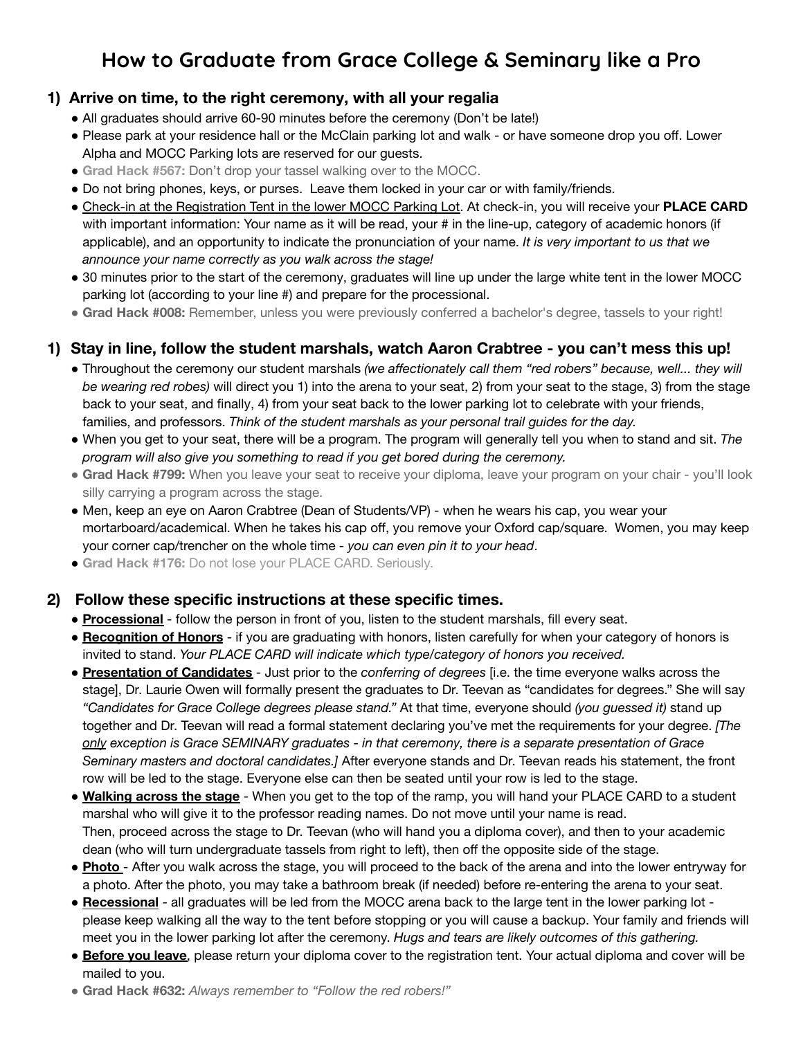# How to Graduate from Grace College & Seminary like a Pro

## 1) Arrive on time, to the right ceremony, with all your regalia

- All graduates should arrive 60-90 minutes before the ceremony (Don't be late!)
- Please park at your residence hall or the McClain parking lot and walk - or have someone drop you off. Lower Alpha and MOCC Parking lots are reserved for our guests.
- **Grad Hack #567:** Don't drop your tassel walking over to the MOCC.
- Do not bring phones, keys, or purses. Leave them locked in your car or with family/friends.
- Check-in at the Registration Tent in the lower MOCC Parking Lot. At check-in, you will receive your **PLACE CARD** with important information: Your name as it will be read, your # in the line-up, category of academic honors (if applicable), and an opportunity to indicate the pronunciation of your name. *It is very important to us that we announce your name correctly as you walk across the stage!*
- 30 minutes prior to the start of the ceremony, graduates will line up under the large white tent in the lower MOCC parking lot (according to your line #) and prepare for the processional.
- **Grad Hack #008:** Remember, unless you were previously conferred a bachelor's degree, tassels to your right!

## 1) Stay in line, follow the student marshals, watch Aaron Crabtree - you can't mess this up!

- Throughout the ceremony our student marshals *(we affectionately call them "red robers" because, well... they will be wearing red robes)* will direct you 1) into the arena to your seat, 2) from your seat to the stage, 3) from the stage back to your seat, and finally, 4) from your seat back to the lower parking lot to celebrate with your friends, families, and professors. *Think of the student marshals as your personal trail guides for the day.*
- When you get to your seat, there will be a program. The program will generally tell you when to stand and sit. *The program will also give you something to read if you get bored during the ceremony.*
- **Grad Hack #799:** When you leave your seat to receive your diploma, leave your program on your chair - you'll look silly carrying a program across the stage.
- Men, keep an eye on Aaron Crabtree (Dean of Students/VP) - when he wears his cap, you wear your mortarboard/academical. When he takes his cap off, you remove your Oxford cap/square. Women, you may keep your corner cap/trencher on the whole time - *you can even pin it to your head*.
- **Grad Hack #176:** Do not lose your PLACE CARD. Seriously.

## 2) Follow these specific instructions at these specific times.

- **Processional** - follow the person in front of you, listen to the student marshals, fill every seat.
- **Recognition of Honors** - if you are graduating with honors, listen carefully for when your category of honors is invited to stand. *Your PLACE CARD will indicate which type/category of honors you received.*
- **Presentation of Candidates** - Just prior to the *conferring of degrees* [i.e. the time everyone walks across the stage], Dr. Laurie Owen will formally present the graduates to Dr. Teevan as "candidates for degrees." She will say *"Candidates for Grace College degrees please stand."* At that time, everyone should *(you guessed it)* stand up together and Dr. Teevan will read a formal statement declaring you've met the requirements for your degree. *[The only exception is Grace SEMINARY graduates - in that ceremony, there is a separate presentation of Grace Seminary masters and doctoral candidates.]* After everyone stands and Dr. Teevan reads his statement, the front row will be led to the stage. Everyone else can then be seated until your row is led to the stage.
- **Walking across the stage** - When you get to the top of the ramp, you will hand your PLACE CARD to a student marshal who will give it to the professor reading names. Do not move until your name is read. Then, proceed across the stage to Dr. Teevan (who will hand you a diploma cover), and then to your academic dean (who will turn undergraduate tassels from right to left), then off the opposite side of the stage.
- **Photo** - After you walk across the stage, you will proceed to the back of the arena and into the lower entryway for a photo. After the photo, you may take a bathroom break (if needed) before re-entering the arena to your seat.
- **Recessional** - all graduates will be led from the MOCC arena back to the large tent in the lower parking lot - please keep walking all the way to the tent before stopping or you will cause a backup. Your family and friends will meet you in the lower parking lot after the ceremony. *Hugs and tears are likely outcomes of this gathering.*
- **Before you leave**, please return your diploma cover to the registration tent. Your actual diploma and cover will be mailed to you.
- **Grad Hack #632:** *Always remember to "Follow the red robers!"*